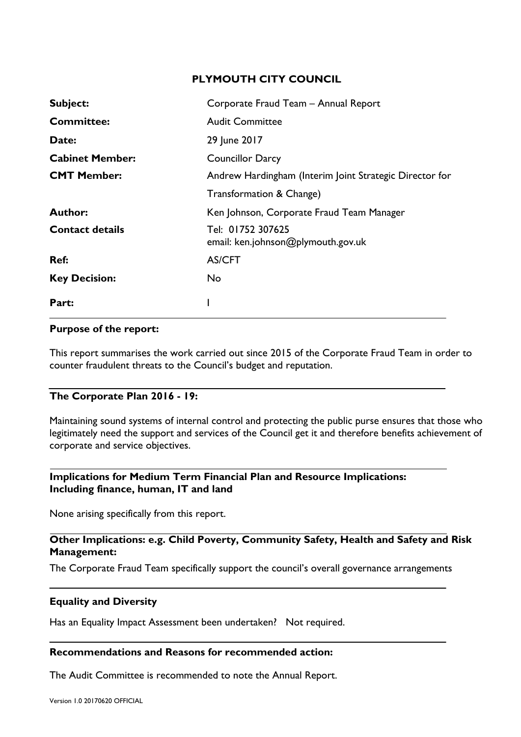# PLYMOUTH CITY COUNCIL

| | |
|---|---|
| **Subject:** | Corporate Fraud Team – Annual Report |
| **Committee:** | Audit Committee |
| **Date:** | 29 June 2017 |
| **Cabinet Member:** | Councillor Darcy |
| **CMT Member:** | Andrew Hardingham (Interim Joint Strategic Director for Transformation & Change) |
| **Author:** | Ken Johnson, Corporate Fraud Team Manager |
| **Contact details** | Tel: 01752 307625<br>email: ken.johnson@plymouth.gov.uk |
| **Ref:** | AS/CFT |
| **Key Decision:** | No |
| **Part:** | I |

## Purpose of the report:

This report summarises the work carried out since 2015 of the Corporate Fraud Team in order to counter fraudulent threats to the Council's budget and reputation.

## The Corporate Plan 2016 - 19:

Maintaining sound systems of internal control and protecting the public purse ensures that those who legitimately need the support and services of the Council get it and therefore benefits achievement of corporate and service objectives.

## Implications for Medium Term Financial Plan and Resource Implications: Including finance, human, IT and land

None arising specifically from this report.

## Other Implications: e.g. Child Poverty, Community Safety, Health and Safety and Risk Management:

The Corporate Fraud Team specifically support the council's overall governance arrangements

## Equality and Diversity

Has an Equality Impact Assessment been undertaken? Not required.

## Recommendations and Reasons for recommended action:

The Audit Committee is recommended to note the Annual Report.

Version 1.0 20170620 OFFICIAL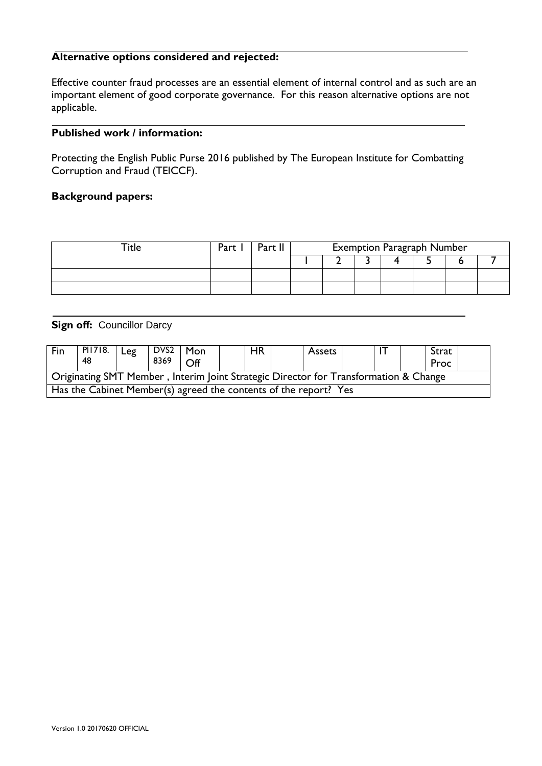**Alternative options considered and rejected:**

Effective counter fraud processes are an essential element of internal control and as such are an important element of good corporate governance. For this reason alternative options are not applicable.

**Published work / information:**

Protecting the English Public Purse 2016 published by The European Institute for Combatting Corruption and Fraud (TEICCF).

**Background papers:**

| Title | Part I | Part II | Exemption Paragraph Number | | | | | | |
|---|---|---|---|---|---|---|---|---|---|
| | | | 1 | 2 | 3 | 4 | 5 | 6 | 7 |
| | | | | | | | | | |
| | | | | | | | | | |

**Sign off:** Councillor Darcy

| Fin | PI1718. 48 | Leg | DVS2 8369 | Mon Off | | HR | | Assets | | IT | | Strat Proc | |
|---|---|---|---|---|---|---|---|---|---|---|---|---|---|
| Originating SMT Member , Interim Joint Strategic Director for Transformation & Change | | | | | | | | | | | | | |
| Has the Cabinet Member(s) agreed the contents of the report? Yes | | | | | | | | | | | | | |

Version 1.0 20170620 OFFICIAL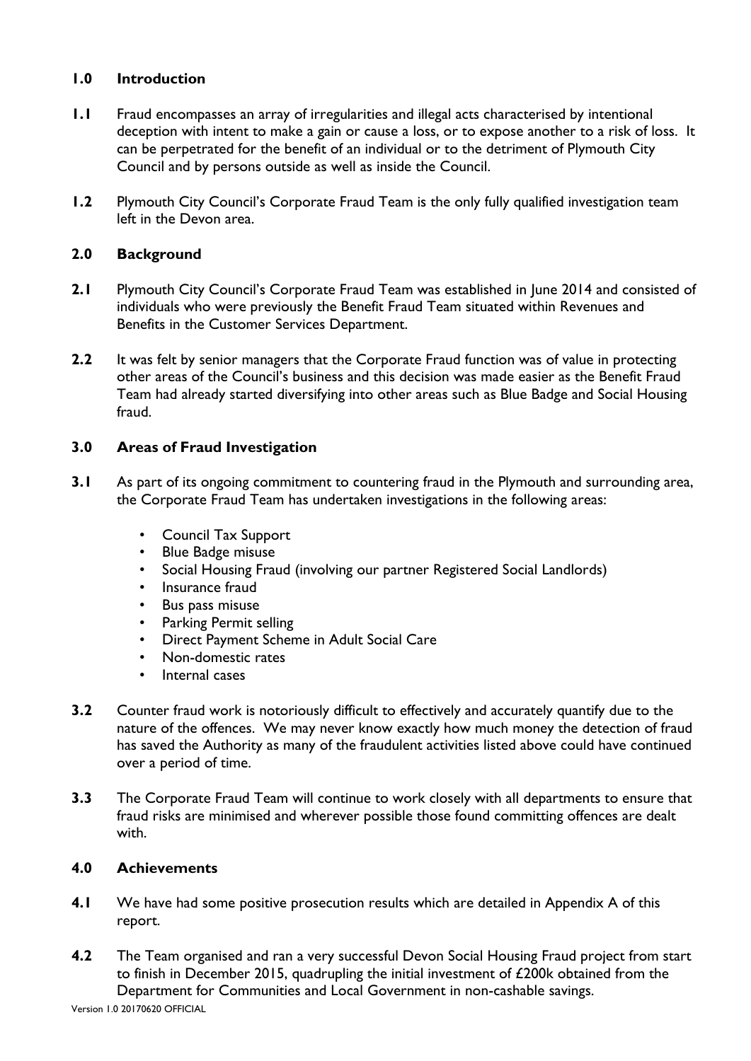## 1.0 Introduction

**1.1** Fraud encompasses an array of irregularities and illegal acts characterised by intentional deception with intent to make a gain or cause a loss, or to expose another to a risk of loss. It can be perpetrated for the benefit of an individual or to the detriment of Plymouth City Council and by persons outside as well as inside the Council.

**1.2** Plymouth City Council's Corporate Fraud Team is the only fully qualified investigation team left in the Devon area.

## 2.0 Background

**2.1** Plymouth City Council's Corporate Fraud Team was established in June 2014 and consisted of individuals who were previously the Benefit Fraud Team situated within Revenues and Benefits in the Customer Services Department.

**2.2** It was felt by senior managers that the Corporate Fraud function was of value in protecting other areas of the Council's business and this decision was made easier as the Benefit Fraud Team had already started diversifying into other areas such as Blue Badge and Social Housing fraud.

## 3.0 Areas of Fraud Investigation

**3.1** As part of its ongoing commitment to countering fraud in the Plymouth and surrounding area, the Corporate Fraud Team has undertaken investigations in the following areas:

- Council Tax Support
- Blue Badge misuse
- Social Housing Fraud (involving our partner Registered Social Landlords)
- Insurance fraud
- Bus pass misuse
- Parking Permit selling
- Direct Payment Scheme in Adult Social Care
- Non-domestic rates
- Internal cases

**3.2** Counter fraud work is notoriously difficult to effectively and accurately quantify due to the nature of the offences. We may never know exactly how much money the detection of fraud has saved the Authority as many of the fraudulent activities listed above could have continued over a period of time.

**3.3** The Corporate Fraud Team will continue to work closely with all departments to ensure that fraud risks are minimised and wherever possible those found committing offences are dealt with.

## 4.0 Achievements

**4.1** We have had some positive prosecution results which are detailed in Appendix A of this report.

**4.2** The Team organised and ran a very successful Devon Social Housing Fraud project from start to finish in December 2015, quadrupling the initial investment of £200k obtained from the Department for Communities and Local Government in non-cashable savings.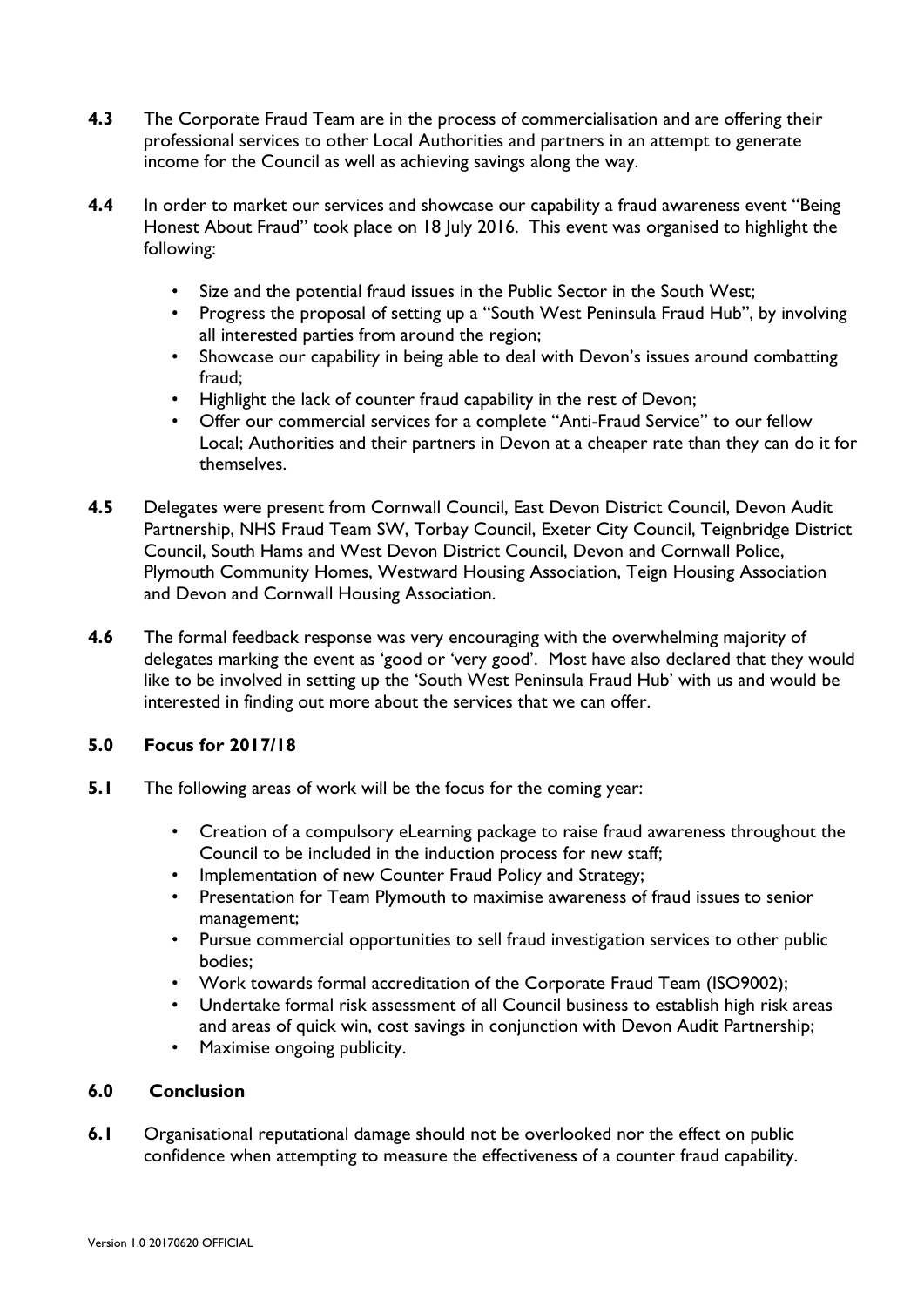**4.3** The Corporate Fraud Team are in the process of commercialisation and are offering their professional services to other Local Authorities and partners in an attempt to generate income for the Council as well as achieving savings along the way.

**4.4** In order to market our services and showcase our capability a fraud awareness event "Being Honest About Fraud" took place on 18 July 2016. This event was organised to highlight the following:

- Size and the potential fraud issues in the Public Sector in the South West;
- Progress the proposal of setting up a "South West Peninsula Fraud Hub", by involving all interested parties from around the region;
- Showcase our capability in being able to deal with Devon's issues around combatting fraud;
- Highlight the lack of counter fraud capability in the rest of Devon;
- Offer our commercial services for a complete "Anti-Fraud Service" to our fellow Local; Authorities and their partners in Devon at a cheaper rate than they can do it for themselves.

**4.5** Delegates were present from Cornwall Council, East Devon District Council, Devon Audit Partnership, NHS Fraud Team SW, Torbay Council, Exeter City Council, Teignbridge District Council, South Hams and West Devon District Council, Devon and Cornwall Police, Plymouth Community Homes, Westward Housing Association, Teign Housing Association and Devon and Cornwall Housing Association.

**4.6** The formal feedback response was very encouraging with the overwhelming majority of delegates marking the event as 'good or 'very good'. Most have also declared that they would like to be involved in setting up the 'South West Peninsula Fraud Hub' with us and would be interested in finding out more about the services that we can offer.

## 5.0 Focus for 2017/18

**5.1** The following areas of work will be the focus for the coming year:

- Creation of a compulsory eLearning package to raise fraud awareness throughout the Council to be included in the induction process for new staff;
- Implementation of new Counter Fraud Policy and Strategy;
- Presentation for Team Plymouth to maximise awareness of fraud issues to senior management;
- Pursue commercial opportunities to sell fraud investigation services to other public bodies;
- Work towards formal accreditation of the Corporate Fraud Team (ISO9002);
- Undertake formal risk assessment of all Council business to establish high risk areas and areas of quick win, cost savings in conjunction with Devon Audit Partnership;
- Maximise ongoing publicity.

## 6.0 Conclusion

**6.1** Organisational reputational damage should not be overlooked nor the effect on public confidence when attempting to measure the effectiveness of a counter fraud capability.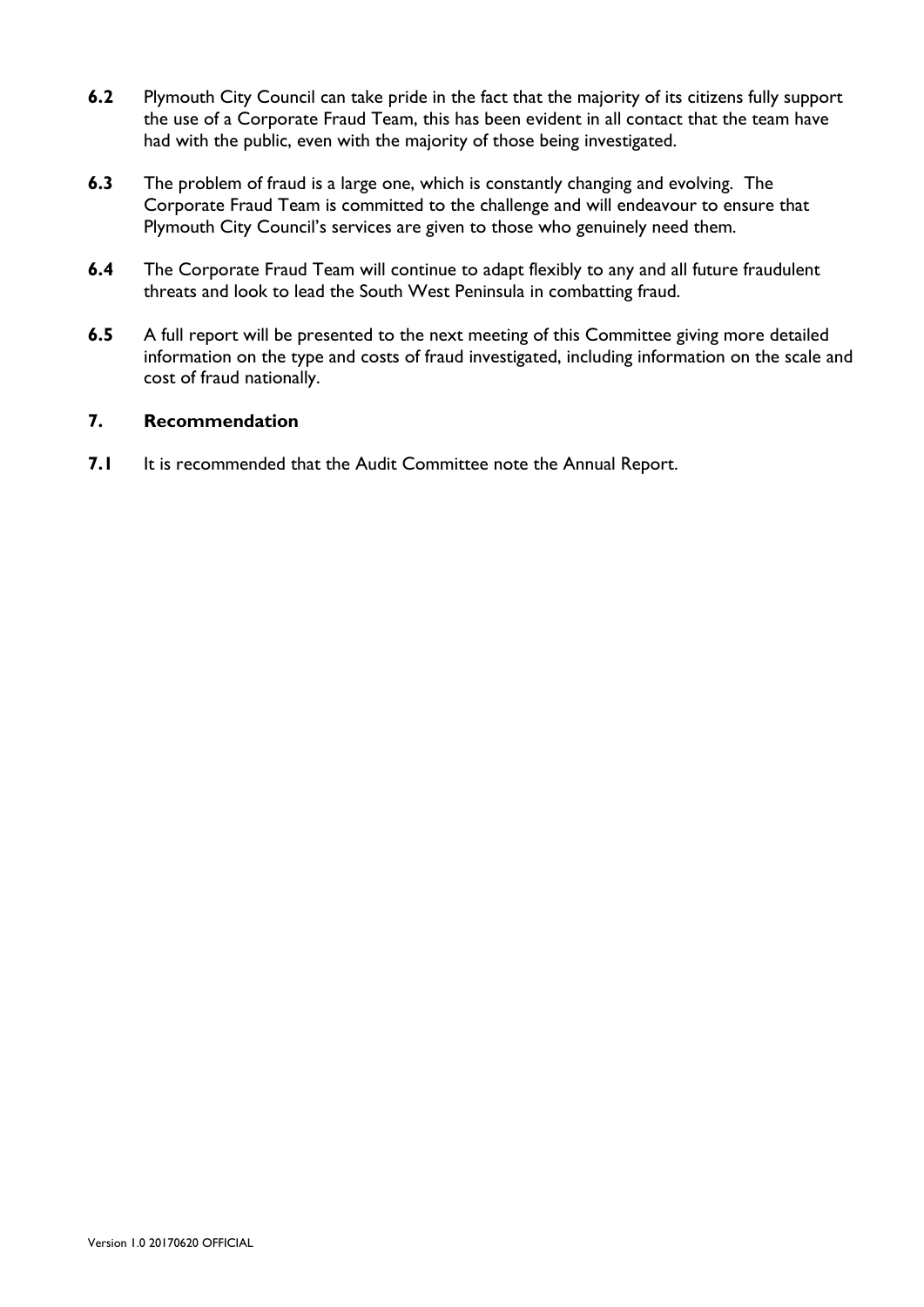**6.2** Plymouth City Council can take pride in the fact that the majority of its citizens fully support the use of a Corporate Fraud Team, this has been evident in all contact that the team have had with the public, even with the majority of those being investigated.

**6.3** The problem of fraud is a large one, which is constantly changing and evolving. The Corporate Fraud Team is committed to the challenge and will endeavour to ensure that Plymouth City Council's services are given to those who genuinely need them.

**6.4** The Corporate Fraud Team will continue to adapt flexibly to any and all future fraudulent threats and look to lead the South West Peninsula in combatting fraud.

**6.5** A full report will be presented to the next meeting of this Committee giving more detailed information on the type and costs of fraud investigated, including information on the scale and cost of fraud nationally.

## 7. Recommendation

**7.1** It is recommended that the Audit Committee note the Annual Report.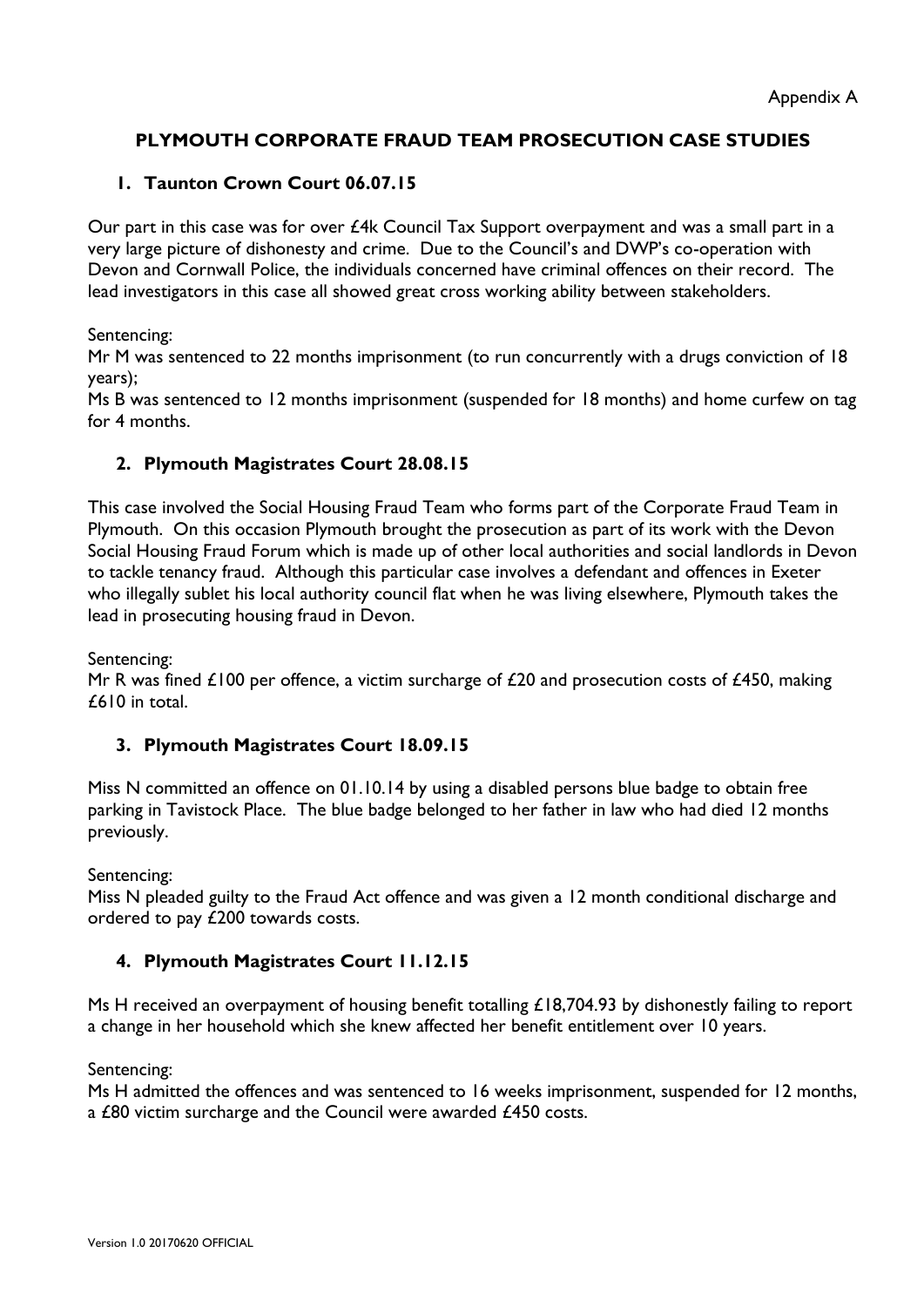Appendix A

# PLYMOUTH CORPORATE FRAUD TEAM PROSECUTION CASE STUDIES

## 1. Taunton Crown Court 06.07.15

Our part in this case was for over £4k Council Tax Support overpayment and was a small part in a very large picture of dishonesty and crime. Due to the Council's and DWP's co-operation with Devon and Cornwall Police, the individuals concerned have criminal offences on their record. The lead investigators in this case all showed great cross working ability between stakeholders.

Sentencing:
Mr M was sentenced to 22 months imprisonment (to run concurrently with a drugs conviction of 18 years);
Ms B was sentenced to 12 months imprisonment (suspended for 18 months) and home curfew on tag for 4 months.

## 2. Plymouth Magistrates Court 28.08.15

This case involved the Social Housing Fraud Team who forms part of the Corporate Fraud Team in Plymouth. On this occasion Plymouth brought the prosecution as part of its work with the Devon Social Housing Fraud Forum which is made up of other local authorities and social landlords in Devon to tackle tenancy fraud. Although this particular case involves a defendant and offences in Exeter who illegally sublet his local authority council flat when he was living elsewhere, Plymouth takes the lead in prosecuting housing fraud in Devon.

Sentencing:
Mr R was fined £100 per offence, a victim surcharge of £20 and prosecution costs of £450, making £610 in total.

## 3. Plymouth Magistrates Court 18.09.15

Miss N committed an offence on 01.10.14 by using a disabled persons blue badge to obtain free parking in Tavistock Place. The blue badge belonged to her father in law who had died 12 months previously.

Sentencing:
Miss N pleaded guilty to the Fraud Act offence and was given a 12 month conditional discharge and ordered to pay £200 towards costs.

## 4. Plymouth Magistrates Court 11.12.15

Ms H received an overpayment of housing benefit totalling £18,704.93 by dishonestly failing to report a change in her household which she knew affected her benefit entitlement over 10 years.

Sentencing:
Ms H admitted the offences and was sentenced to 16 weeks imprisonment, suspended for 12 months, a £80 victim surcharge and the Council were awarded £450 costs.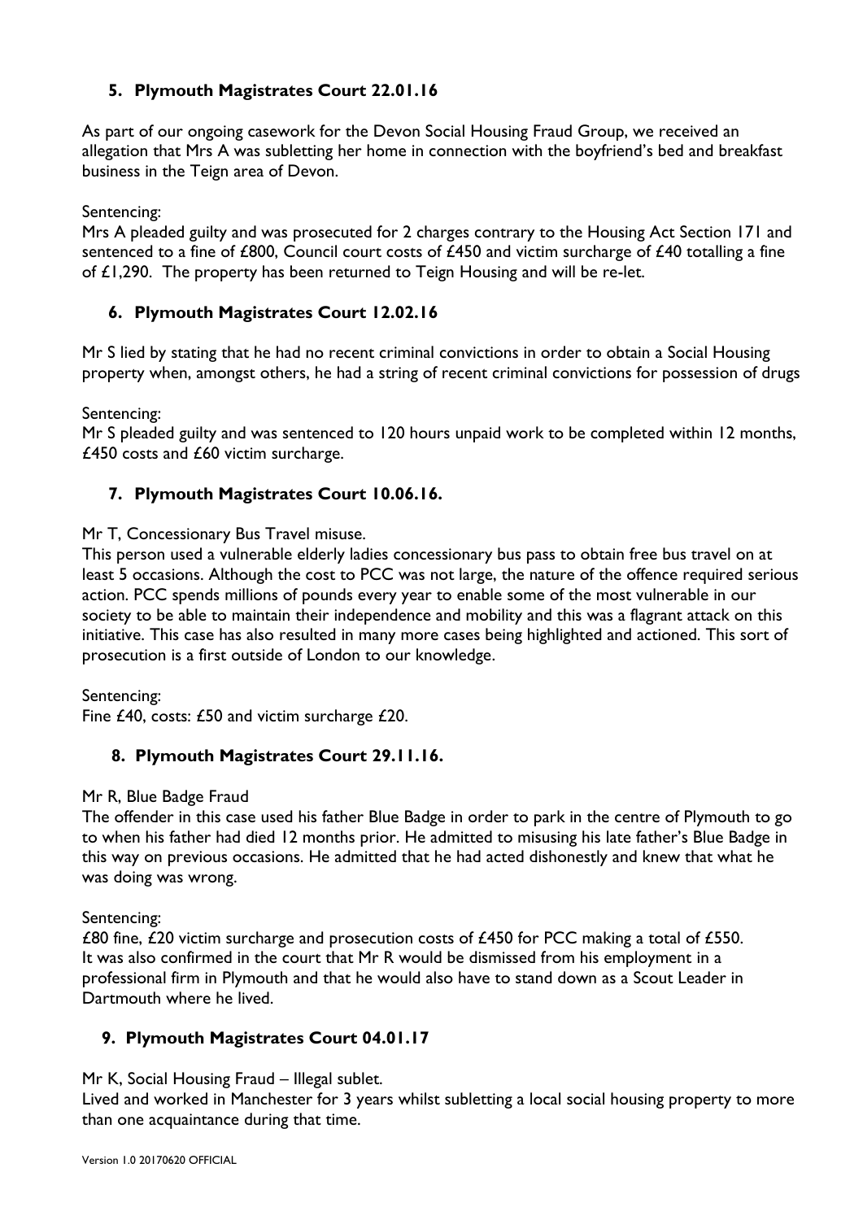### 5. Plymouth Magistrates Court 22.01.16

As part of our ongoing casework for the Devon Social Housing Fraud Group, we received an allegation that Mrs A was subletting her home in connection with the boyfriend's bed and breakfast business in the Teign area of Devon.

Sentencing:
Mrs A pleaded guilty and was prosecuted for 2 charges contrary to the Housing Act Section 171 and sentenced to a fine of £800, Council court costs of £450 and victim surcharge of £40 totalling a fine of £1,290. The property has been returned to Teign Housing and will be re-let.

### 6. Plymouth Magistrates Court 12.02.16

Mr S lied by stating that he had no recent criminal convictions in order to obtain a Social Housing property when, amongst others, he had a string of recent criminal convictions for possession of drugs

Sentencing:
Mr S pleaded guilty and was sentenced to 120 hours unpaid work to be completed within 12 months, £450 costs and £60 victim surcharge.

### 7. Plymouth Magistrates Court 10.06.16.

Mr T, Concessionary Bus Travel misuse.
This person used a vulnerable elderly ladies concessionary bus pass to obtain free bus travel on at least 5 occasions. Although the cost to PCC was not large, the nature of the offence required serious action. PCC spends millions of pounds every year to enable some of the most vulnerable in our society to be able to maintain their independence and mobility and this was a flagrant attack on this initiative. This case has also resulted in many more cases being highlighted and actioned. This sort of prosecution is a first outside of London to our knowledge.

Sentencing:
Fine £40, costs: £50 and victim surcharge £20.

### 8. Plymouth Magistrates Court 29.11.16.

Mr R, Blue Badge Fraud
The offender in this case used his father Blue Badge in order to park in the centre of Plymouth to go to when his father had died 12 months prior. He admitted to misusing his late father's Blue Badge in this way on previous occasions. He admitted that he had acted dishonestly and knew that what he was doing was wrong.

Sentencing:
£80 fine, £20 victim surcharge and prosecution costs of £450 for PCC making a total of £550.
It was also confirmed in the court that Mr R would be dismissed from his employment in a professional firm in Plymouth and that he would also have to stand down as a Scout Leader in Dartmouth where he lived.

### 9. Plymouth Magistrates Court 04.01.17

Mr K, Social Housing Fraud – Illegal sublet.
Lived and worked in Manchester for 3 years whilst subletting a local social housing property to more than one acquaintance during that time.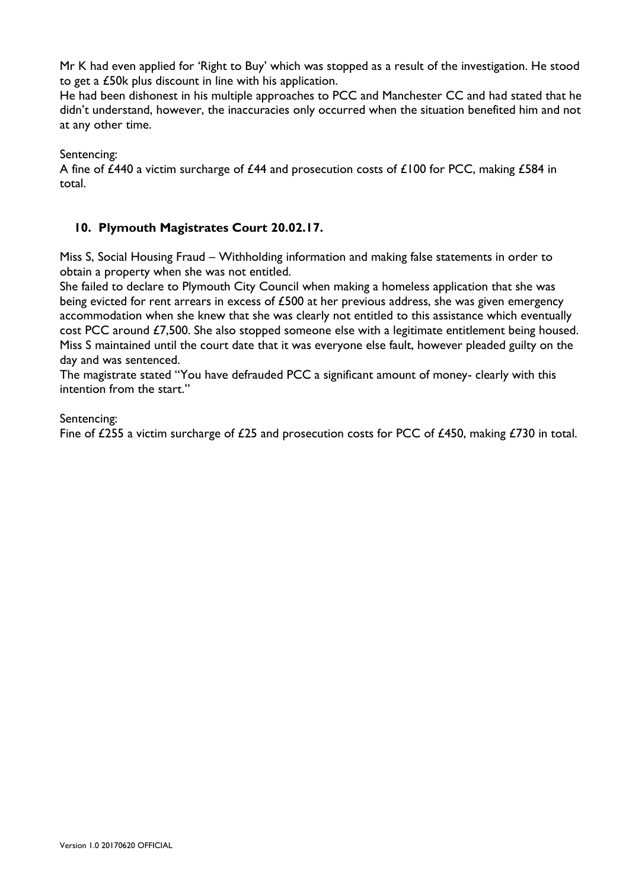Mr K had even applied for 'Right to Buy' which was stopped as a result of the investigation. He stood to get a £50k plus discount in line with his application.

He had been dishonest in his multiple approaches to PCC and Manchester CC and had stated that he didn't understand, however, the inaccuracies only occurred when the situation benefited him and not at any other time.

Sentencing:

A fine of £440 a victim surcharge of £44 and prosecution costs of £100 for PCC, making £584 in total.

### 10. Plymouth Magistrates Court 20.02.17.

Miss S, Social Housing Fraud – Withholding information and making false statements in order to obtain a property when she was not entitled.

She failed to declare to Plymouth City Council when making a homeless application that she was being evicted for rent arrears in excess of £500 at her previous address, she was given emergency accommodation when she knew that she was clearly not entitled to this assistance which eventually cost PCC around £7,500. She also stopped someone else with a legitimate entitlement being housed. Miss S maintained until the court date that it was everyone else fault, however pleaded guilty on the day and was sentenced.

The magistrate stated "You have defrauded PCC a significant amount of money- clearly with this intention from the start."

Sentencing:

Fine of £255 a victim surcharge of £25 and prosecution costs for PCC of £450, making £730 in total.